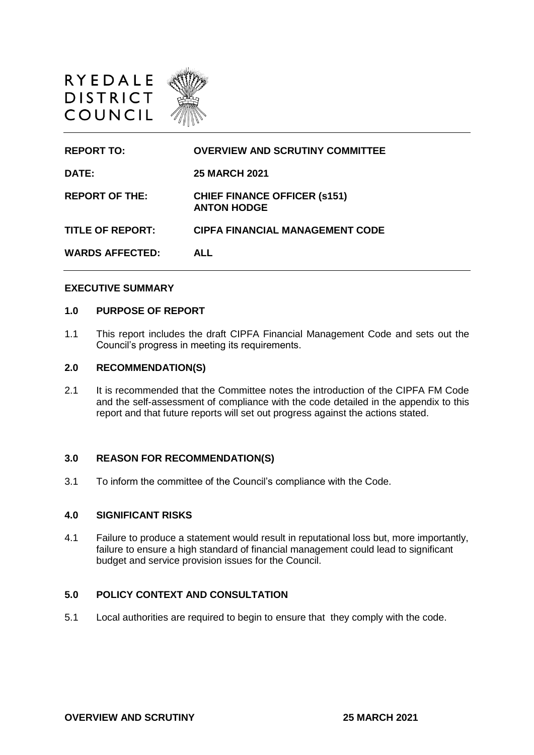RYEDALE DISTRICT COUNCIL

| | |
|---|---|
| **REPORT TO:** | **OVERVIEW AND SCRUTINY COMMITTEE** |
| **DATE:** | **25 MARCH 2021** |
| **REPORT OF THE:** | **CHIEF FINANCE OFFICER (s151) ANTON HODGE** |
| **TITLE OF REPORT:** | **CIPFA FINANCIAL MANAGEMENT CODE** |
| **WARDS AFFECTED:** | **ALL** |

**EXECUTIVE SUMMARY**

## 1.0 PURPOSE OF REPORT

1.1 This report includes the draft CIPFA Financial Management Code and sets out the Council's progress in meeting its requirements.

## 2.0 RECOMMENDATION(S)

2.1 It is recommended that the Committee notes the introduction of the CIPFA FM Code and the self-assessment of compliance with the code detailed in the appendix to this report and that future reports will set out progress against the actions stated.

## 3.0 REASON FOR RECOMMENDATION(S)

3.1 To inform the committee of the Council's compliance with the Code.

## 4.0 SIGNIFICANT RISKS

4.1 Failure to produce a statement would result in reputational loss but, more importantly, failure to ensure a high standard of financial management could lead to significant budget and service provision issues for the Council.

## 5.0 POLICY CONTEXT AND CONSULTATION

5.1 Local authorities are required to begin to ensure that they comply with the code.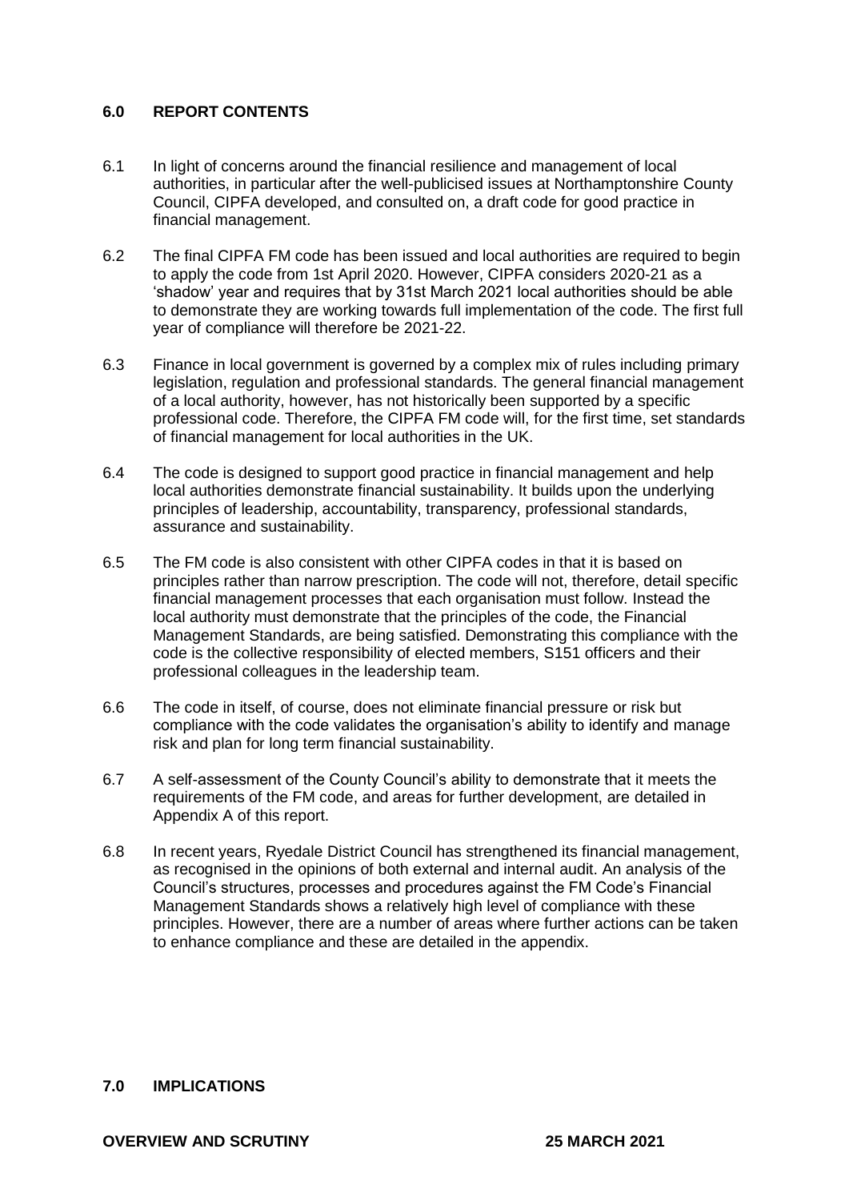## 6.0 REPORT CONTENTS

6.1 In light of concerns around the financial resilience and management of local authorities, in particular after the well-publicised issues at Northamptonshire County Council, CIPFA developed, and consulted on, a draft code for good practice in financial management.

6.2 The final CIPFA FM code has been issued and local authorities are required to begin to apply the code from 1st April 2020. However, CIPFA considers 2020-21 as a 'shadow' year and requires that by 31st March 2021 local authorities should be able to demonstrate they are working towards full implementation of the code. The first full year of compliance will therefore be 2021-22.

6.3 Finance in local government is governed by a complex mix of rules including primary legislation, regulation and professional standards. The general financial management of a local authority, however, has not historically been supported by a specific professional code. Therefore, the CIPFA FM code will, for the first time, set standards of financial management for local authorities in the UK.

6.4 The code is designed to support good practice in financial management and help local authorities demonstrate financial sustainability. It builds upon the underlying principles of leadership, accountability, transparency, professional standards, assurance and sustainability.

6.5 The FM code is also consistent with other CIPFA codes in that it is based on principles rather than narrow prescription. The code will not, therefore, detail specific financial management processes that each organisation must follow. Instead the local authority must demonstrate that the principles of the code, the Financial Management Standards, are being satisfied. Demonstrating this compliance with the code is the collective responsibility of elected members, S151 officers and their professional colleagues in the leadership team.

6.6 The code in itself, of course, does not eliminate financial pressure or risk but compliance with the code validates the organisation's ability to identify and manage risk and plan for long term financial sustainability.

6.7 A self-assessment of the County Council's ability to demonstrate that it meets the requirements of the FM code, and areas for further development, are detailed in Appendix A of this report.

6.8 In recent years, Ryedale District Council has strengthened its financial management, as recognised in the opinions of both external and internal audit. An analysis of the Council's structures, processes and procedures against the FM Code's Financial Management Standards shows a relatively high level of compliance with these principles. However, there are a number of areas where further actions can be taken to enhance compliance and these are detailed in the appendix.

## 7.0 IMPLICATIONS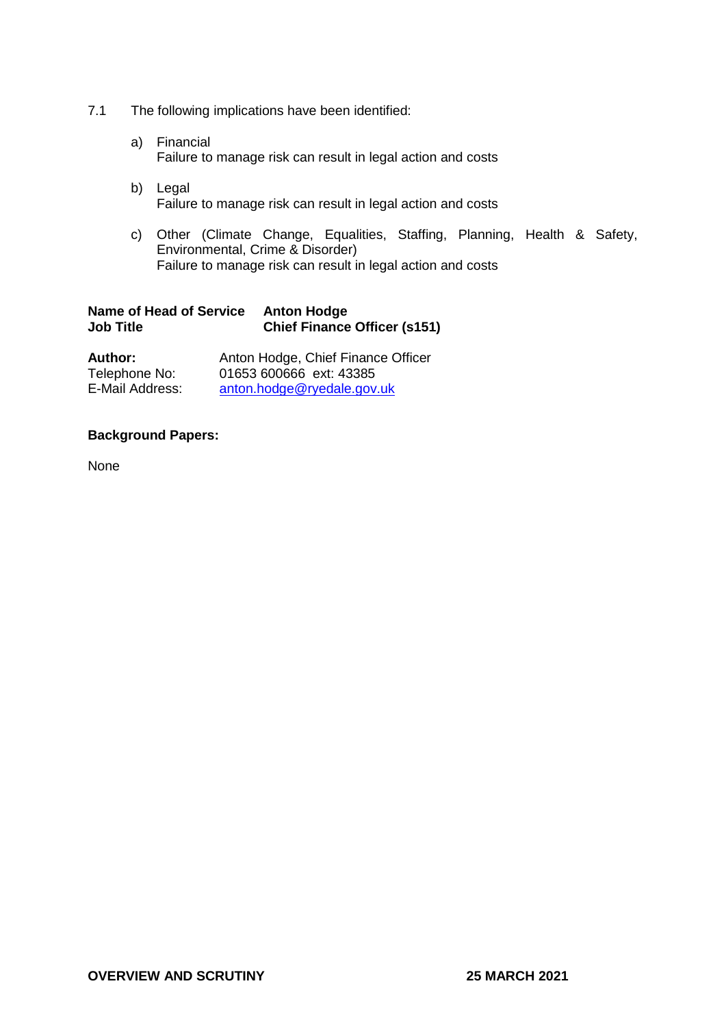7.1 The following implications have been identified:

a) Financial
Failure to manage risk can result in legal action and costs

b) Legal
Failure to manage risk can result in legal action and costs

c) Other (Climate Change, Equalities, Staffing, Planning, Health & Safety, Environmental, Crime & Disorder)
Failure to manage risk can result in legal action and costs

**Name of Head of Service** **Anton Hodge**
**Job Title** **Chief Finance Officer (s151)**

**Author:** Anton Hodge, Chief Finance Officer
Telephone No: 01653 600666 ext: 43385
E-Mail Address: anton.hodge@ryedale.gov.uk

**Background Papers:**

None